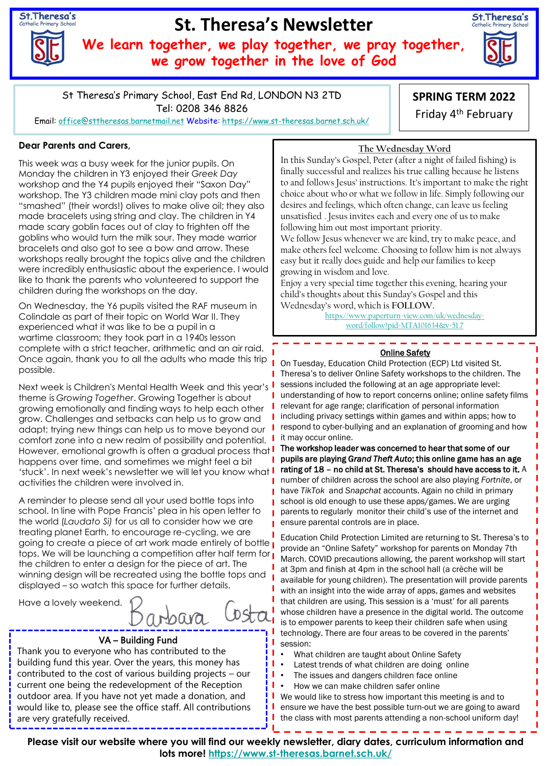# St. Theresa's Newsletter

**We learn together, we play together, we pray together, we grow together in the love of God**

St Theresa's Primary School, East End Rd, LONDON N3 2TD
Tel: 0208 346 8826
Email: office@sttheresas.barnetmail.net Website: https://www.st-theresas.barnet.sch.uk/

**SPRING TERM 2022**
Friday 4th February

**Dear Parents and Carers,**

This week was a busy week for the junior pupils. On Monday the children in Y3 enjoyed their *Greek Day* workshop and the Y4 pupils enjoyed their "Saxon Day" workshop. The Y3 children made mini clay pots and then "smashed" (their words!) olives to make olive oil; they also made bracelets using string and clay. The children in Y4 made scary goblin faces out of clay to frighten off the goblins who would turn the milk sour. They made warrior bracelets and also got to see a bow and arrow. These workshops really brought the topics alive and the children were incredibly enthusiastic about the experience. I would like to thank the parents who volunteered to support the children during the workshops on the day.

On Wednesday, the Y6 pupils visited the RAF museum in Colindale as part of their topic on World War II. They experienced what it was like to be a pupil in a wartime classroom; they took part in a 1940s lesson complete with a strict teacher, arithmetic and an air raid. Once again, thank you to all the adults who made this trip possible.

Next week is Children's Mental Health Week and this year's theme is *Growing Together*. Growing Together is about growing emotionally and finding ways to help each other grow. Challenges and setbacks can help us to grow and adapt; trying new things can help us to move beyond our comfort zone into a new realm of possibility and potential. However, emotional growth is often a gradual process that happens over time, and sometimes we might feel a bit 'stuck'. In next week's newsletter we will let you know what activities the children were involved in.

A reminder to please send all your used bottle tops into school. In line with Pope Francis' plea in his open letter to the world (*Laudato Si*) for us all to consider how we are treating planet Earth, to encourage re-cycling, we are going to create a piece of art work made entirely of bottle tops. We will be launching a competition after half term for the children to enter a design for the piece of art. The winning design will be recreated using the bottle tops and displayed – so watch this space for further details.

Have a lovely weekend.

Barbara Costa

## VA – Building Fund

Thank you to everyone who has contributed to the building fund this year. Over the years, this money has contributed to the cost of various building projects – our current one being the redevelopment of the Reception outdoor area. If you have not yet made a donation, and would like to, please see the office staff. All contributions are very gratefully received.

## The Wednesday Word

In this Sunday's Gospel, Peter (after a night of failed fishing) is finally successful and realizes his true calling because he listens to and follows Jesus' instructions. It's important to make the right choice about who or what we follow in life. Simply following our desires and feelings, which often change, can leave us feeling unsatisfied . Jesus invites each and every one of us to make following him out most important priority.
We follow Jesus whenever we are kind, try to make peace, and make others feel welcome. Choosing to follow him is not always easy but it really does guide and help our families to keep growing in wisdom and love.
Enjoy a very special time together this evening, hearing your child's thoughts about this Sunday's Gospel and this Wednesday's word, which is **FOLLOW**.
https://www.paperturn-view.com/uk/wednesday-word/follow?pid=MTA101634&v=51.7

## Online Safety

On Tuesday, Education Child Protection (ECP) Ltd visited St. Theresa's to deliver Online Safety workshops to the children. The sessions included the following at an age appropriate level: understanding of how to report concerns online; online safety films relevant for age range; clarification of personal information including privacy settings within games and within apps; how to respond to cyber-bullying and an explanation of grooming and how it may occur online. **The workshop leader was concerned to hear that some of our pupils are playing *Grand Theft Auto*; this online game has an age rating of 18 – no child at St. Theresa's should have access to it.** A number of children across the school are also playing *Fortnite*, or have *TikTok* and *Snapchat* accounts. Again no child in primary school is old enough to use these apps/games. We are urging parents to regularly monitor their child's use of the internet and ensure parental controls are in place.

Education Child Protection Limited are returning to St. Theresa's to provide an "Online Safety" workshop for parents on Monday 7th March. COVID precautions allowing, the parent workshop will start at 3pm and finish at 4pm in the school hall (a crèche will be available for young children). The presentation will provide parents with an insight into the wide array of apps, games and websites that children are using. This session is a 'must' for all parents whose children have a presence in the digital world. The outcome is to empower parents to keep their children safe when using technology. There are four areas to be covered in the parents' session:

- What children are taught about Online Safety
- Latest trends of what children are doing online
- The issues and dangers children face online
- How we can make children safer online

We would like to stress how important this meeting is and to ensure we have the best possible turn-out we are going to award the class with most parents attending a non-school uniform day!

**Please visit our website where you will find our weekly newsletter, diary dates, curriculum information and lots more! https://www.st-theresas.barnet.sch.uk/**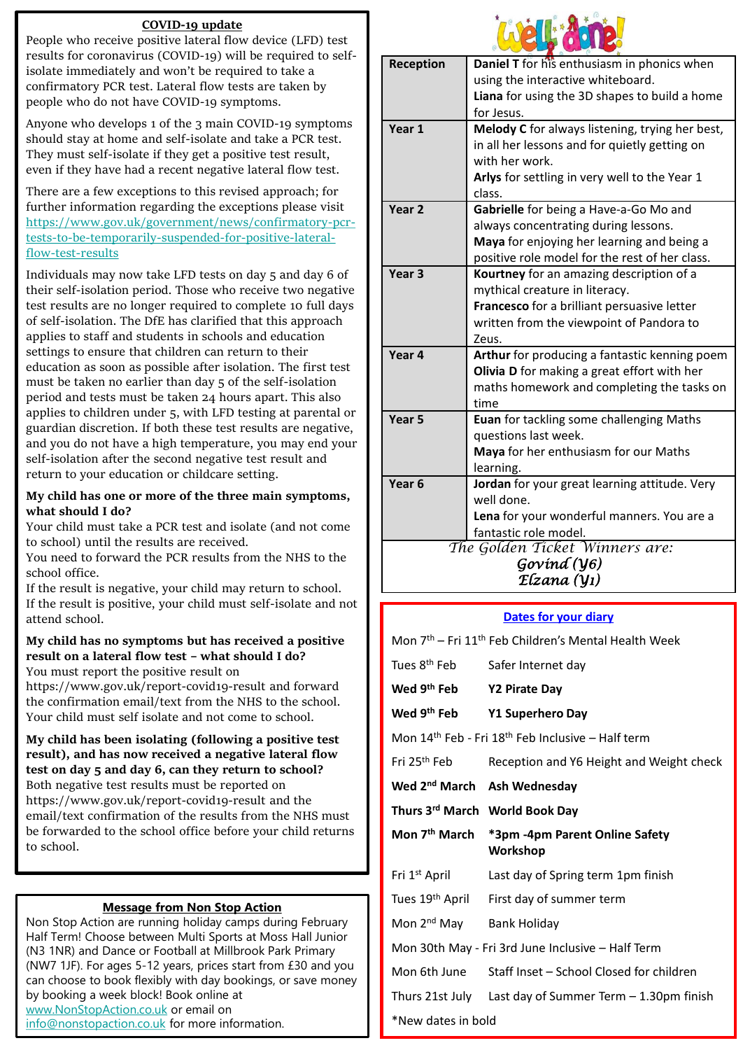## COVID-19 update

People who receive positive lateral flow device (LFD) test results for coronavirus (COVID-19) will be required to self-isolate immediately and won't be required to take a confirmatory PCR test. Lateral flow tests are taken by people who do not have COVID-19 symptoms.

Anyone who develops 1 of the 3 main COVID-19 symptoms should stay at home and self-isolate and take a PCR test. They must self-isolate if they get a positive test result, even if they have had a recent negative lateral flow test.

There are a few exceptions to this revised approach; for further information regarding the exceptions please visit https://www.gov.uk/government/news/confirmatory-pcr-tests-to-be-temporarily-suspended-for-positive-lateral-flow-test-results

Individuals may now take LFD tests on day 5 and day 6 of their self-isolation period. Those who receive two negative test results are no longer required to complete 10 full days of self-isolation. The DfE has clarified that this approach applies to staff and students in schools and education settings to ensure that children can return to their education as soon as possible after isolation. The first test must be taken no earlier than day 5 of the self-isolation period and tests must be taken 24 hours apart. This also applies to children under 5, with LFD testing at parental or guardian discretion. If both these test results are negative, and you do not have a high temperature, you may end your self-isolation after the second negative test result and return to your education or childcare setting.

**My child has one or more of the three main symptoms, what should I do?**
Your child must take a PCR test and isolate (and not come to school) until the results are received.
You need to forward the PCR results from the NHS to the school office.
If the result is negative, your child may return to school.
If the result is positive, your child must self-isolate and not attend school.

**My child has no symptoms but has received a positive result on a lateral flow test – what should I do?**
You must report the positive result on https://www.gov.uk/report-covid19-result and forward the confirmation email/text from the NHS to the school. Your child must self isolate and not come to school.

**My child has been isolating (following a positive test result), and has now received a negative lateral flow test on day 5 and day 6, can they return to school?**
Both negative test results must be reported on https://www.gov.uk/report-covid19-result and the email/text confirmation of the results from the NHS must be forwarded to the school office before your child returns to school.

## Message from Non Stop Action

Non Stop Action are running holiday camps during February Half Term! Choose between Multi Sports at Moss Hall Junior (N3 1NR) and Dance or Football at Millbrook Park Primary (NW7 1JF). For ages 5-12 years, prices start from £30 and you can choose to book flexibly with day bookings, or save money by booking a week block! Book online at www.NonStopAction.co.uk or email on info@nonstopaction.co.uk for more information.

## Well done!

| | |
|---|---|
| **Reception** | **Daniel T** for his enthusiasm in phonics when using the interactive whiteboard. **Liana** for using the 3D shapes to build a home for Jesus. |
| **Year 1** | **Melody C** for always listening, trying her best, in all her lessons and for quietly getting on with her work. **Arlys** for settling in very well to the Year 1 class. |
| **Year 2** | **Gabrielle** for being a Have-a-Go Mo and always concentrating during lessons. **Maya** for enjoying her learning and being a positive role model for the rest of her class. |
| **Year 3** | **Kourtney** for an amazing description of a mythical creature in literacy. **Francesco** for a brilliant persuasive letter written from the viewpoint of Pandora to Zeus. |
| **Year 4** | **Arthur** for producing a fantastic kenning poem **Olivia D** for making a great effort with her maths homework and completing the tasks on time |
| **Year 5** | **Euan** for tackling some challenging Maths questions last week. **Maya** for her enthusiasm for our Maths learning. |
| **Year 6** | **Jordan** for your great learning attitude. Very well done. **Lena** for your wonderful manners. You are a fantastic role model. |

*The Golden Ticket Winners are:*
***Govind (Y6)***
***Elzana (Y1)***

## Dates for your diary

| | |
|---|---|
| Mon 7th – Fri 11th Feb | Children's Mental Health Week |
| Tues 8th Feb | Safer Internet day |
| **Wed 9th Feb** | **Y2 Pirate Day** |
| **Wed 9th Feb** | **Y1 Superhero Day** |
| Mon 14th Feb - Fri 18th Feb | Inclusive – Half term |
| Fri 25th Feb | Reception and Y6 Height and Weight check |
| **Wed 2nd March** | **Ash Wednesday** |
| **Thurs 3rd March** | **World Book Day** |
| **Mon 7th March** | **\*3pm -4pm Parent Online Safety Workshop** |
| Fri 1st April | Last day of Spring term 1pm finish |
| Tues 19th April | First day of summer term |
| Mon 2nd May | Bank Holiday |
| Mon 30th May - Fri 3rd June | Inclusive – Half Term |
| Mon 6th June | Staff Inset – School Closed for children |
| Thurs 21st July | Last day of Summer Term – 1.30pm finish |

*New dates in bold